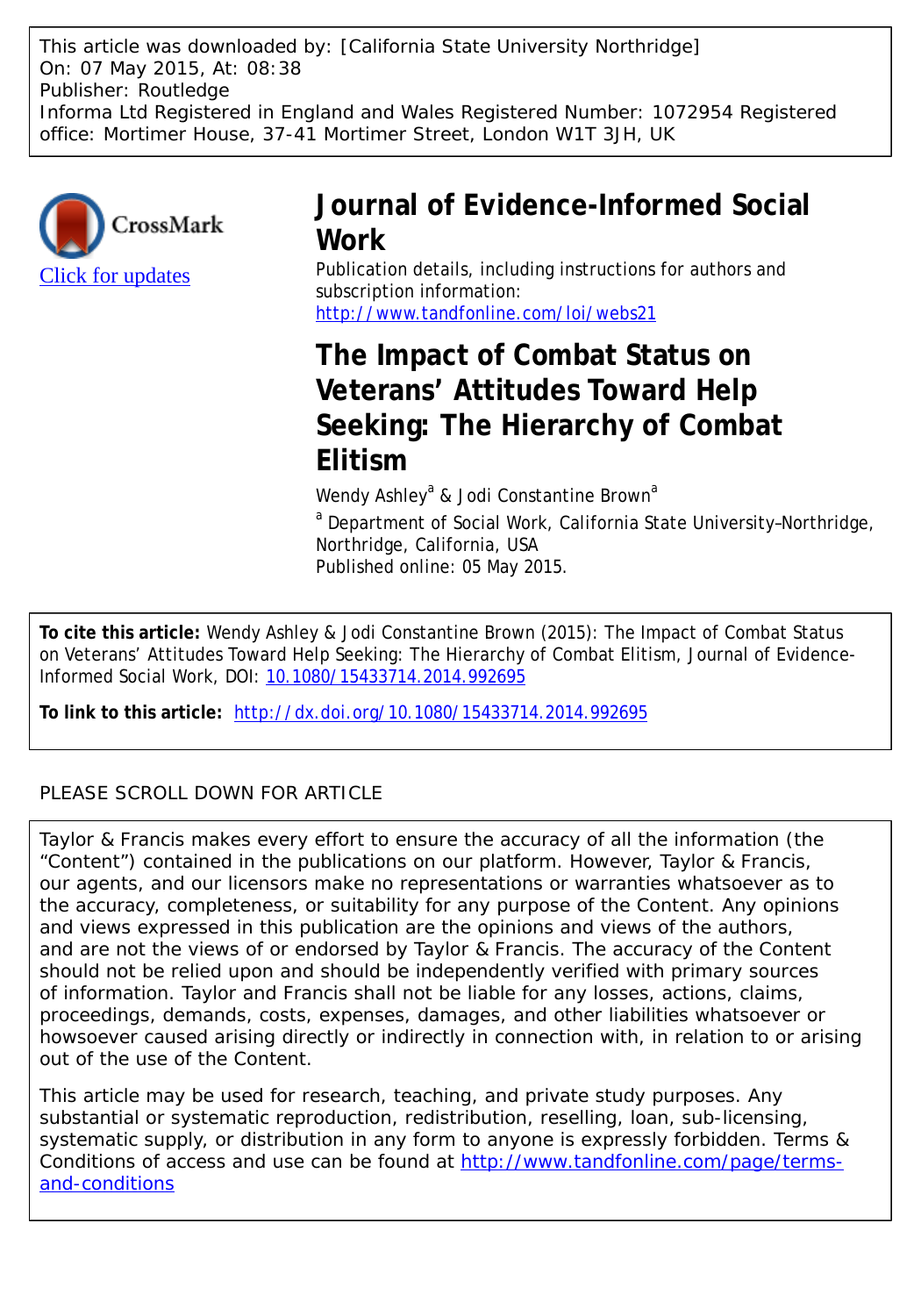This article was downloaded by: [California State University Northridge]
On: 07 May 2015, At: 08:38
Publisher: Routledge
Informa Ltd Registered in England and Wales Registered Number: 1072954 Registered office: Mortimer House, 37-41 Mortimer Street, London W1T 3JH, UK

Click for updates

# Journal of Evidence-Informed Social Work

Publication details, including instructions for authors and subscription information:
http://www.tandfonline.com/loi/webs21

## The Impact of Combat Status on Veterans' Attitudes Toward Help Seeking: The Hierarchy of Combat Elitism

Wendy Ashley[a] & Jodi Constantine Brown[a]

[a] Department of Social Work, California State University–Northridge, Northridge, California, USA

Published online: 05 May 2015.

**To cite this article:** Wendy Ashley & Jodi Constantine Brown (2015): The Impact of Combat Status on Veterans' Attitudes Toward Help Seeking: The Hierarchy of Combat Elitism, Journal of Evidence-Informed Social Work, DOI: 10.1080/15433714.2014.992695

**To link to this article:** http://dx.doi.org/10.1080/15433714.2014.992695

PLEASE SCROLL DOWN FOR ARTICLE

Taylor & Francis makes every effort to ensure the accuracy of all the information (the "Content") contained in the publications on our platform. However, Taylor & Francis, our agents, and our licensors make no representations or warranties whatsoever as to the accuracy, completeness, or suitability for any purpose of the Content. Any opinions and views expressed in this publication are the opinions and views of the authors, and are not the views of or endorsed by Taylor & Francis. The accuracy of the Content should not be relied upon and should be independently verified with primary sources of information. Taylor and Francis shall not be liable for any losses, actions, claims, proceedings, demands, costs, expenses, damages, and other liabilities whatsoever or howsoever caused arising directly or indirectly in connection with, in relation to or arising out of the use of the Content.

This article may be used for research, teaching, and private study purposes. Any substantial or systematic reproduction, redistribution, reselling, loan, sub-licensing, systematic supply, or distribution in any form to anyone is expressly forbidden. Terms & Conditions of access and use can be found at http://www.tandfonline.com/page/terms-and-conditions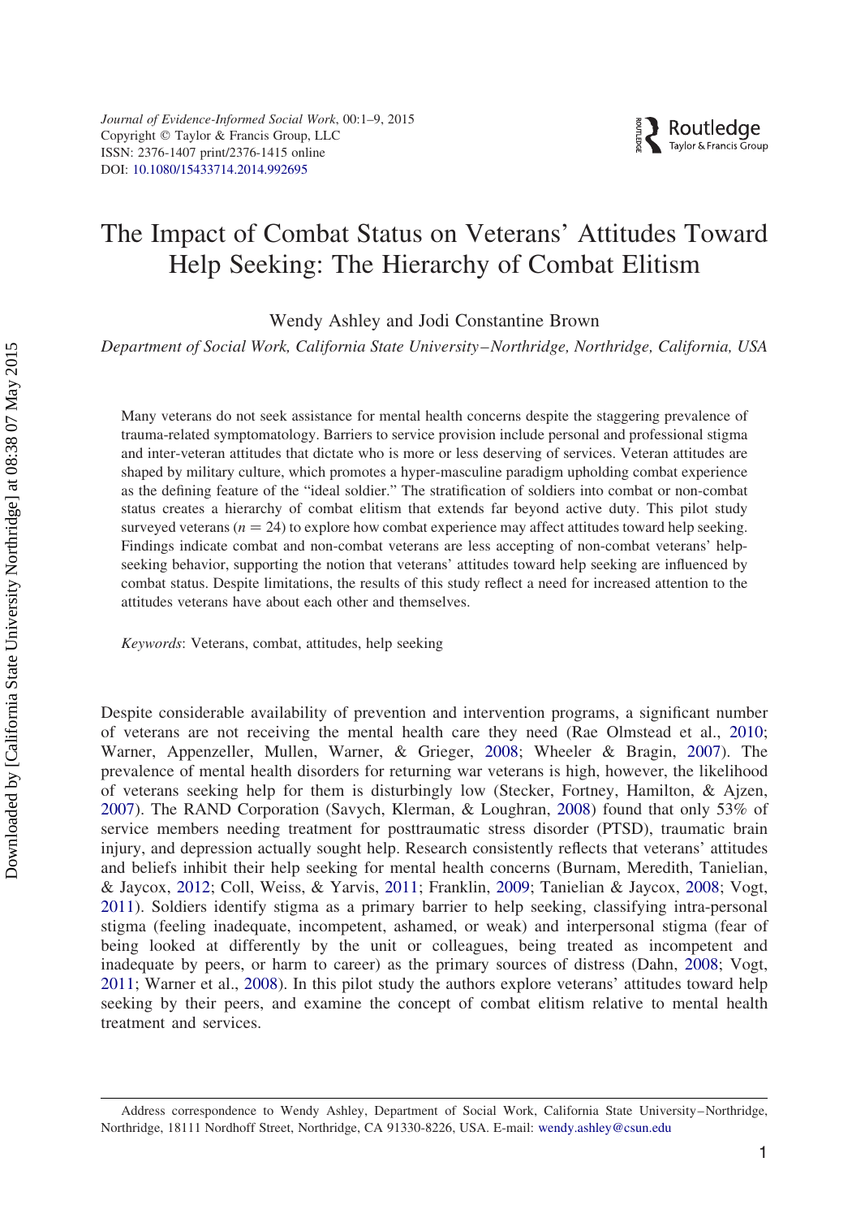# The Impact of Combat Status on Veterans' Attitudes Toward Help Seeking: The Hierarchy of Combat Elitism

Wendy Ashley and Jodi Constantine Brown

*Department of Social Work, California State University–Northridge, Northridge, California, USA*

Many veterans do not seek assistance for mental health concerns despite the staggering prevalence of trauma-related symptomatology. Barriers to service provision include personal and professional stigma and inter-veteran attitudes that dictate who is more or less deserving of services. Veteran attitudes are shaped by military culture, which promotes a hyper-masculine paradigm upholding combat experience as the defining feature of the "ideal soldier." The stratification of soldiers into combat or non-combat status creates a hierarchy of combat elitism that extends far beyond active duty. This pilot study surveyed veterans ($n = 24$) to explore how combat experience may affect attitudes toward help seeking. Findings indicate combat and non-combat veterans are less accepting of non-combat veterans' help-seeking behavior, supporting the notion that veterans' attitudes toward help seeking are influenced by combat status. Despite limitations, the results of this study reflect a need for increased attention to the attitudes veterans have about each other and themselves.

*Keywords*: Veterans, combat, attitudes, help seeking

Despite considerable availability of prevention and intervention programs, a significant number of veterans are not receiving the mental health care they need (Rae Olmstead et al., 2010; Warner, Appenzeller, Mullen, Warner, & Grieger, 2008; Wheeler & Bragin, 2007). The prevalence of mental health disorders for returning war veterans is high, however, the likelihood of veterans seeking help for them is disturbingly low (Stecker, Fortney, Hamilton, & Ajzen, 2007). The RAND Corporation (Savych, Klerman, & Loughran, 2008) found that only 53% of service members needing treatment for posttraumatic stress disorder (PTSD), traumatic brain injury, and depression actually sought help. Research consistently reflects that veterans' attitudes and beliefs inhibit their help seeking for mental health concerns (Burnam, Meredith, Tanielian, & Jaycox, 2012; Coll, Weiss, & Yarvis, 2011; Franklin, 2009; Tanielian & Jaycox, 2008; Vogt, 2011). Soldiers identify stigma as a primary barrier to help seeking, classifying intra-personal stigma (feeling inadequate, incompetent, ashamed, or weak) and interpersonal stigma (fear of being looked at differently by the unit or colleagues, being treated as incompetent and inadequate by peers, or harm to career) as the primary sources of distress (Dahn, 2008; Vogt, 2011; Warner et al., 2008). In this pilot study the authors explore veterans' attitudes toward help seeking by their peers, and examine the concept of combat elitism relative to mental health treatment and services.

Address correspondence to Wendy Ashley, Department of Social Work, California State University–Northridge, Northridge, 18111 Nordhoff Street, Northridge, CA 91330-8226, USA. E-mail: wendy.ashley@csun.edu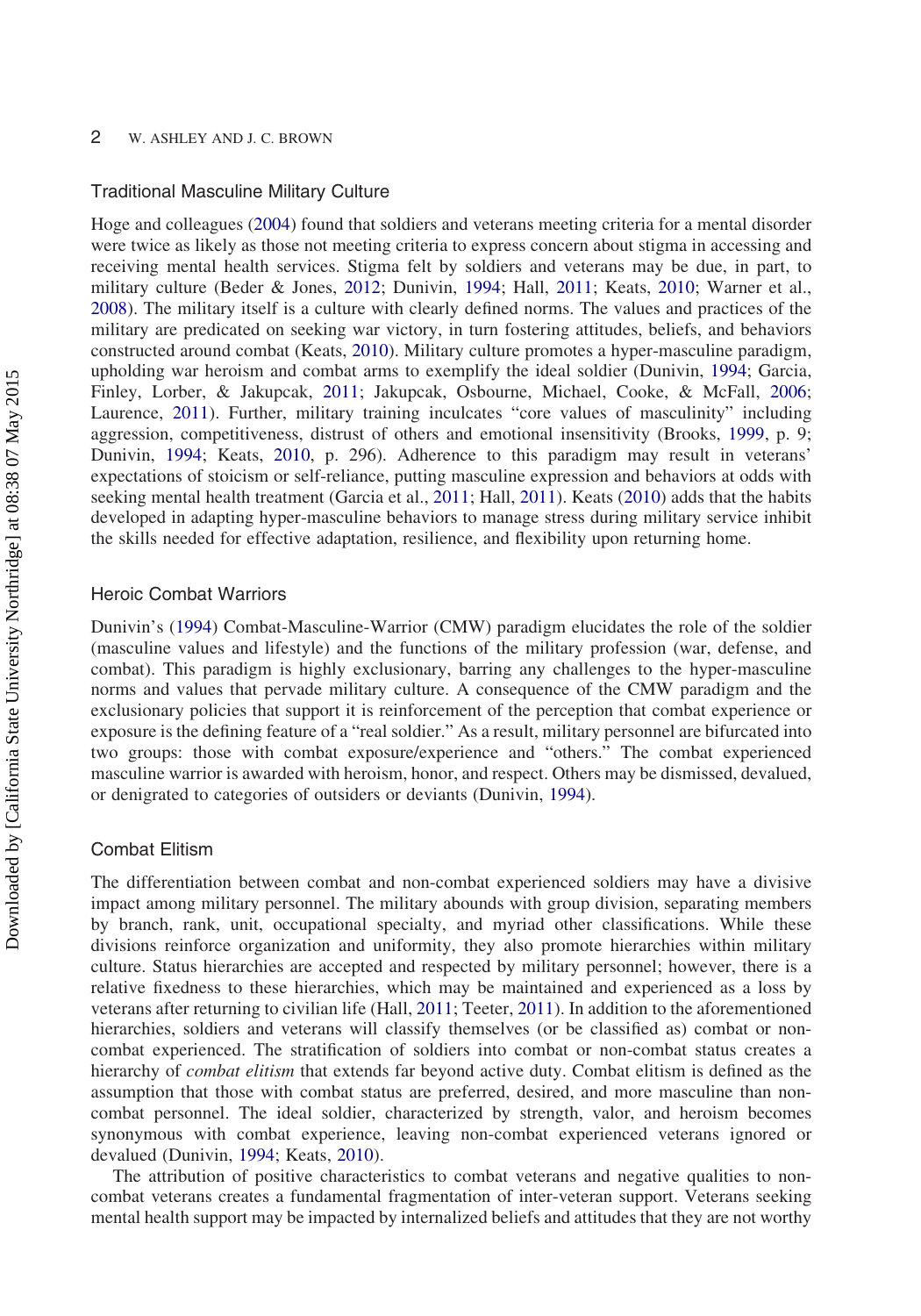### Traditional Masculine Military Culture

Hoge and colleagues (2004) found that soldiers and veterans meeting criteria for a mental disorder were twice as likely as those not meeting criteria to express concern about stigma in accessing and receiving mental health services. Stigma felt by soldiers and veterans may be due, in part, to military culture (Beder & Jones, 2012; Dunivin, 1994; Hall, 2011; Keats, 2010; Warner et al., 2008). The military itself is a culture with clearly defined norms. The values and practices of the military are predicated on seeking war victory, in turn fostering attitudes, beliefs, and behaviors constructed around combat (Keats, 2010). Military culture promotes a hyper-masculine paradigm, upholding war heroism and combat arms to exemplify the ideal soldier (Dunivin, 1994; Garcia, Finley, Lorber, & Jakupcak, 2011; Jakupcak, Osbourne, Michael, Cooke, & McFall, 2006; Laurence, 2011). Further, military training inculcates "core values of masculinity" including aggression, competitiveness, distrust of others and emotional insensitivity (Brooks, 1999, p. 9; Dunivin, 1994; Keats, 2010, p. 296). Adherence to this paradigm may result in veterans' expectations of stoicism or self-reliance, putting masculine expression and behaviors at odds with seeking mental health treatment (Garcia et al., 2011; Hall, 2011). Keats (2010) adds that the habits developed in adapting hyper-masculine behaviors to manage stress during military service inhibit the skills needed for effective adaptation, resilience, and flexibility upon returning home.

### Heroic Combat Warriors

Dunivin's (1994) Combat-Masculine-Warrior (CMW) paradigm elucidates the role of the soldier (masculine values and lifestyle) and the functions of the military profession (war, defense, and combat). This paradigm is highly exclusionary, barring any challenges to the hyper-masculine norms and values that pervade military culture. A consequence of the CMW paradigm and the exclusionary policies that support it is reinforcement of the perception that combat experience or exposure is the defining feature of a "real soldier." As a result, military personnel are bifurcated into two groups: those with combat exposure/experience and "others." The combat experienced masculine warrior is awarded with heroism, honor, and respect. Others may be dismissed, devalued, or denigrated to categories of outsiders or deviants (Dunivin, 1994).

### Combat Elitism

The differentiation between combat and non-combat experienced soldiers may have a divisive impact among military personnel. The military abounds with group division, separating members by branch, rank, unit, occupational specialty, and myriad other classifications. While these divisions reinforce organization and uniformity, they also promote hierarchies within military culture. Status hierarchies are accepted and respected by military personnel; however, there is a relative fixedness to these hierarchies, which may be maintained and experienced as a loss by veterans after returning to civilian life (Hall, 2011; Teeter, 2011). In addition to the aforementioned hierarchies, soldiers and veterans will classify themselves (or be classified as) combat or non-combat experienced. The stratification of soldiers into combat or non-combat status creates a hierarchy of *combat elitism* that extends far beyond active duty. Combat elitism is defined as the assumption that those with combat status are preferred, desired, and more masculine than non-combat personnel. The ideal soldier, characterized by strength, valor, and heroism becomes synonymous with combat experience, leaving non-combat experienced veterans ignored or devalued (Dunivin, 1994; Keats, 2010).

The attribution of positive characteristics to combat veterans and negative qualities to non-combat veterans creates a fundamental fragmentation of inter-veteran support. Veterans seeking mental health support may be impacted by internalized beliefs and attitudes that they are not worthy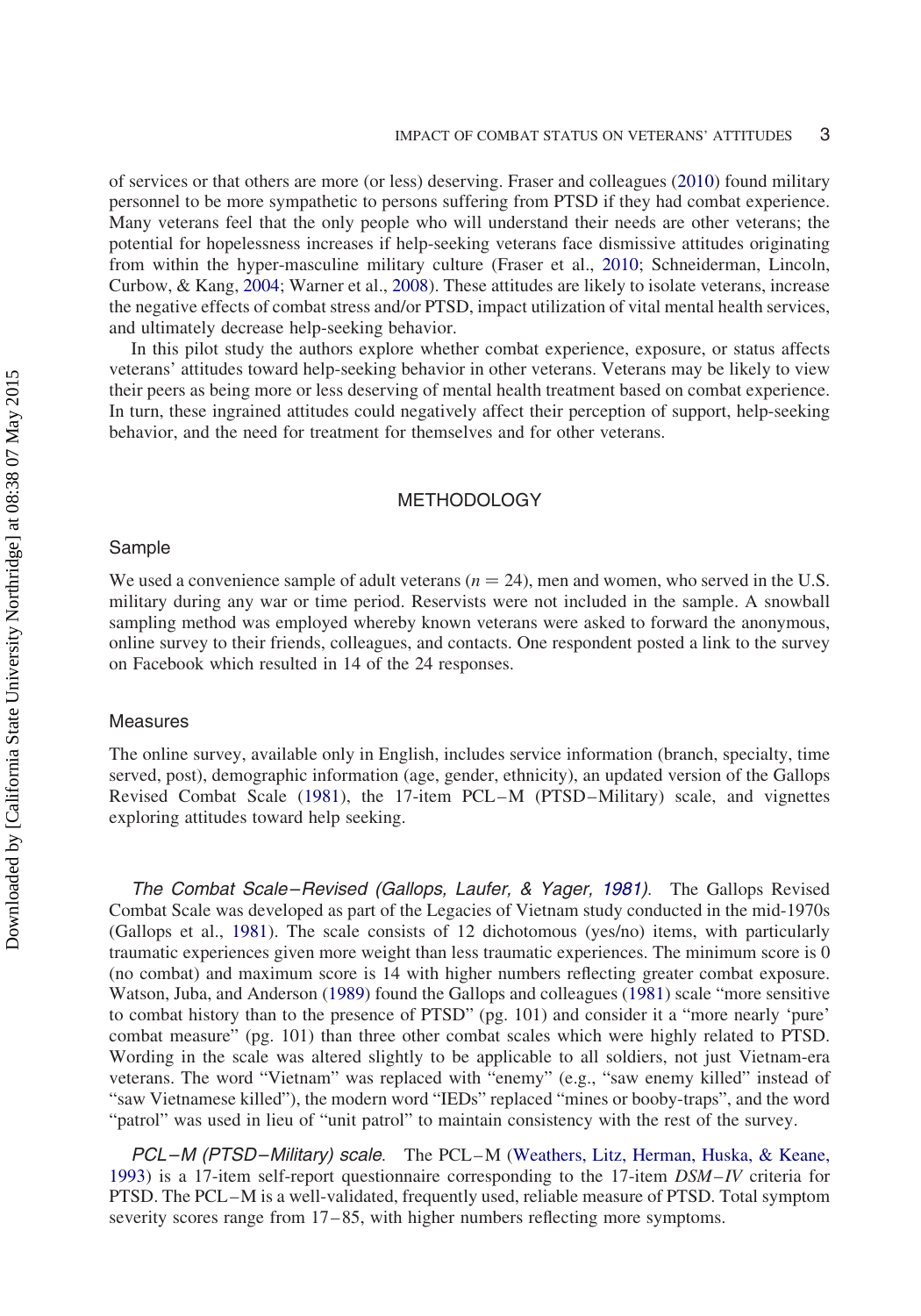of services or that others are more (or less) deserving. Fraser and colleagues (2010) found military personnel to be more sympathetic to persons suffering from PTSD if they had combat experience. Many veterans feel that the only people who will understand their needs are other veterans; the potential for hopelessness increases if help-seeking veterans face dismissive attitudes originating from within the hyper-masculine military culture (Fraser et al., 2010; Schneiderman, Lincoln, Curbow, & Kang, 2004; Warner et al., 2008). These attitudes are likely to isolate veterans, increase the negative effects of combat stress and/or PTSD, impact utilization of vital mental health services, and ultimately decrease help-seeking behavior.

In this pilot study the authors explore whether combat experience, exposure, or status affects veterans' attitudes toward help-seeking behavior in other veterans. Veterans may be likely to view their peers as being more or less deserving of mental health treatment based on combat experience. In turn, these ingrained attitudes could negatively affect their perception of support, help-seeking behavior, and the need for treatment for themselves and for other veterans.

## METHODOLOGY

### Sample

We used a convenience sample of adult veterans ($n = 24$), men and women, who served in the U.S. military during any war or time period. Reservists were not included in the sample. A snowball sampling method was employed whereby known veterans were asked to forward the anonymous, online survey to their friends, colleagues, and contacts. One respondent posted a link to the survey on Facebook which resulted in 14 of the 24 responses.

### Measures

The online survey, available only in English, includes service information (branch, specialty, time served, post), demographic information (age, gender, ethnicity), an updated version of the Gallops Revised Combat Scale (1981), the 17-item PCL–M (PTSD–Military) scale, and vignettes exploring attitudes toward help seeking.

*The Combat Scale–Revised (Gallops, Laufer, & Yager, 1981).* The Gallops Revised Combat Scale was developed as part of the Legacies of Vietnam study conducted in the mid-1970s (Gallops et al., 1981). The scale consists of 12 dichotomous (yes/no) items, with particularly traumatic experiences given more weight than less traumatic experiences. The minimum score is 0 (no combat) and maximum score is 14 with higher numbers reflecting greater combat exposure. Watson, Juba, and Anderson (1989) found the Gallops and colleagues (1981) scale "more sensitive to combat history than to the presence of PTSD" (pg. 101) and consider it a "more nearly 'pure' combat measure" (pg. 101) than three other combat scales which were highly related to PTSD. Wording in the scale was altered slightly to be applicable to all soldiers, not just Vietnam-era veterans. The word "Vietnam" was replaced with "enemy" (e.g., "saw enemy killed" instead of "saw Vietnamese killed"), the modern word "IEDs" replaced "mines or booby-traps", and the word "patrol" was used in lieu of "unit patrol" to maintain consistency with the rest of the survey.

*PCL–M (PTSD–Military) scale.* The PCL–M (Weathers, Litz, Herman, Huska, & Keane, 1993) is a 17-item self-report questionnaire corresponding to the 17-item *DSM–IV* criteria for PTSD. The PCL–M is a well-validated, frequently used, reliable measure of PTSD. Total symptom severity scores range from 17–85, with higher numbers reflecting more symptoms.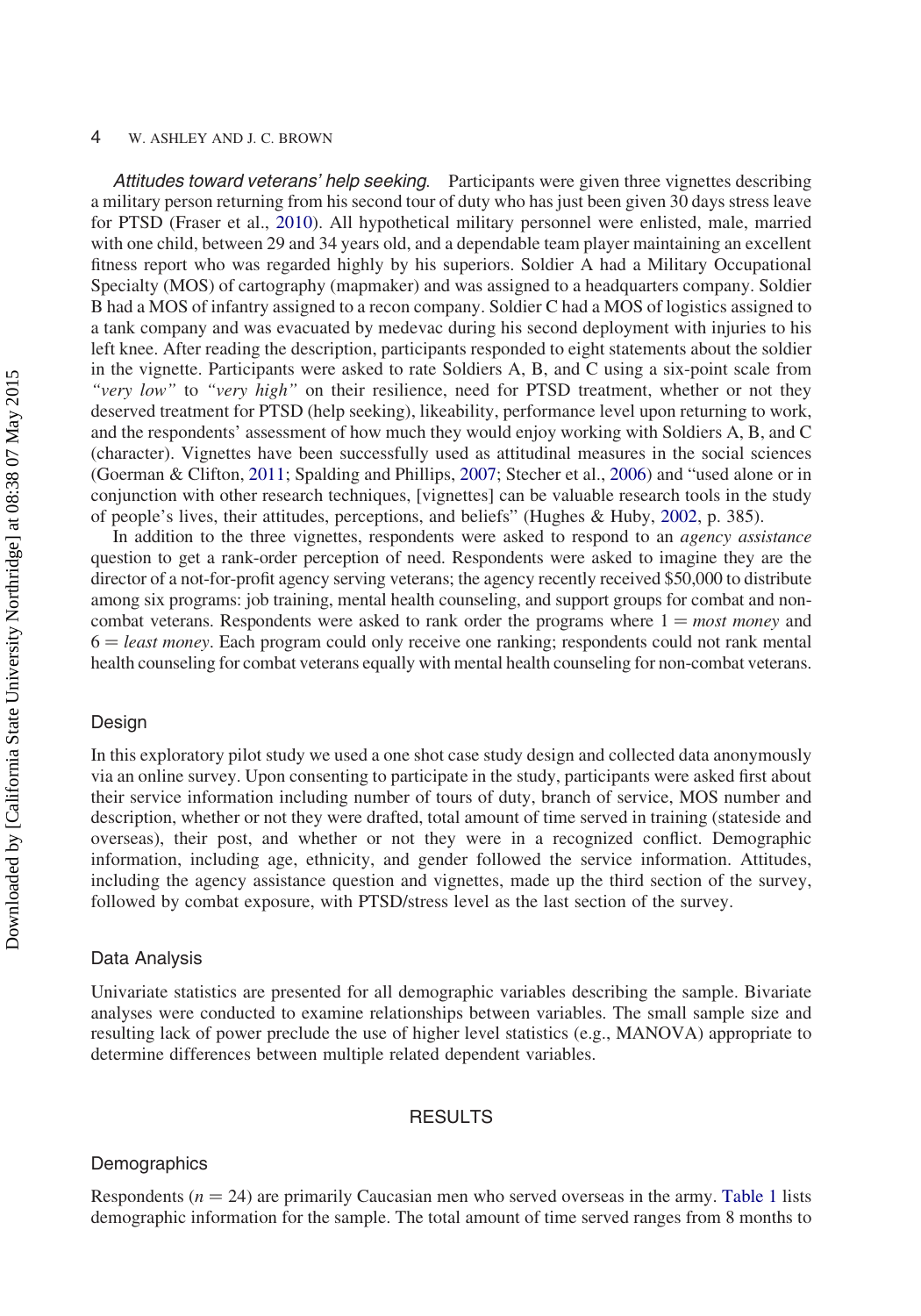*Attitudes toward veterans' help seeking*. Participants were given three vignettes describing a military person returning from his second tour of duty who has just been given 30 days stress leave for PTSD (Fraser et al., 2010). All hypothetical military personnel were enlisted, male, married with one child, between 29 and 34 years old, and a dependable team player maintaining an excellent fitness report who was regarded highly by his superiors. Soldier A had a Military Occupational Specialty (MOS) of cartography (mapmaker) and was assigned to a headquarters company. Soldier B had a MOS of infantry assigned to a recon company. Soldier C had a MOS of logistics assigned to a tank company and was evacuated by medevac during his second deployment with injuries to his left knee. After reading the description, participants responded to eight statements about the soldier in the vignette. Participants were asked to rate Soldiers A, B, and C using a six-point scale from *"very low"* to *"very high"* on their resilience, need for PTSD treatment, whether or not they deserved treatment for PTSD (help seeking), likeability, performance level upon returning to work, and the respondents' assessment of how much they would enjoy working with Soldiers A, B, and C (character). Vignettes have been successfully used as attitudinal measures in the social sciences (Goerman & Clifton, 2011; Spalding and Phillips, 2007; Stecher et al., 2006) and "used alone or in conjunction with other research techniques, [vignettes] can be valuable research tools in the study of people's lives, their attitudes, perceptions, and beliefs" (Hughes & Huby, 2002, p. 385).

In addition to the three vignettes, respondents were asked to respond to an *agency assistance* question to get a rank-order perception of need. Respondents were asked to imagine they are the director of a not-for-profit agency serving veterans; the agency recently received $50,000 to distribute among six programs: job training, mental health counseling, and support groups for combat and non-combat veterans. Respondents were asked to rank order the programs where 1 = *most money* and 6 = *least money*. Each program could only receive one ranking; respondents could not rank mental health counseling for combat veterans equally with mental health counseling for non-combat veterans.

### Design

In this exploratory pilot study we used a one shot case study design and collected data anonymously via an online survey. Upon consenting to participate in the study, participants were asked first about their service information including number of tours of duty, branch of service, MOS number and description, whether or not they were drafted, total amount of time served in training (stateside and overseas), their post, and whether or not they were in a recognized conflict. Demographic information, including age, ethnicity, and gender followed the service information. Attitudes, including the agency assistance question and vignettes, made up the third section of the survey, followed by combat exposure, with PTSD/stress level as the last section of the survey.

### Data Analysis

Univariate statistics are presented for all demographic variables describing the sample. Bivariate analyses were conducted to examine relationships between variables. The small sample size and resulting lack of power preclude the use of higher level statistics (e.g., MANOVA) appropriate to determine differences between multiple related dependent variables.

## RESULTS

### Demographics

Respondents ($n = 24$) are primarily Caucasian men who served overseas in the army. Table 1 lists demographic information for the sample. The total amount of time served ranges from 8 months to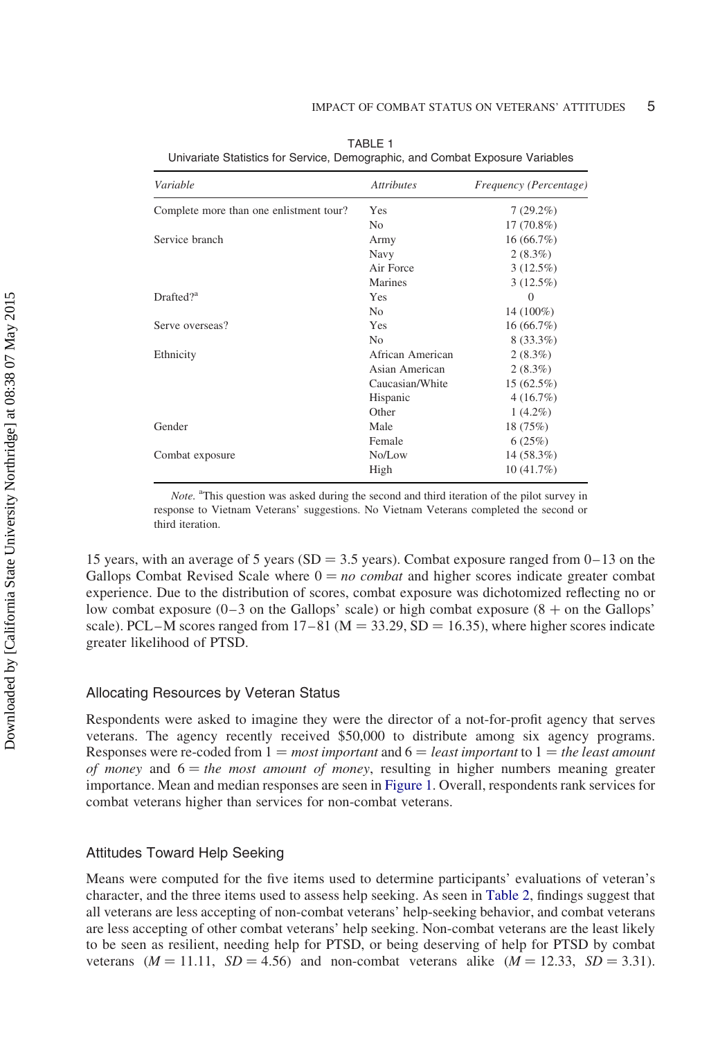TABLE 1
Univariate Statistics for Service, Demographic, and Combat Exposure Variables

| *Variable* | *Attributes* | *Frequency (Percentage)* |
|---|---|---|
| Complete more than one enlistment tour? | Yes | 7 (29.2%) |
| | No | 17 (70.8%) |
| Service branch | Army | 16 (66.7%) |
| | Navy | 2 (8.3%) |
| | Air Force | 3 (12.5%) |
| | Marines | 3 (12.5%) |
| Drafted?[a] | Yes | 0 |
| | No | 14 (100%) |
| Serve overseas? | Yes | 16 (66.7%) |
| | No | 8 (33.3%) |
| Ethnicity | African American | 2 (8.3%) |
| | Asian American | 2 (8.3%) |
| | Caucasian/White | 15 (62.5%) |
| | Hispanic | 4 (16.7%) |
| | Other | 1 (4.2%) |
| Gender | Male | 18 (75%) |
| | Female | 6 (25%) |
| Combat exposure | No/Low | 14 (58.3%) |
| | High | 10 (41.7%) |

*Note.* [a]This question was asked during the second and third iteration of the pilot survey in response to Vietnam Veterans' suggestions. No Vietnam Veterans completed the second or third iteration.

15 years, with an average of 5 years (SD = 3.5 years). Combat exposure ranged from 0–13 on the Gallops Combat Revised Scale where 0 = *no combat* and higher scores indicate greater combat experience. Due to the distribution of scores, combat exposure was dichotomized reflecting no or low combat exposure (0–3 on the Gallops' scale) or high combat exposure (8 + on the Gallops' scale). PCL–M scores ranged from 17–81 (M = 33.29, SD = 16.35), where higher scores indicate greater likelihood of PTSD.

## Allocating Resources by Veteran Status

Respondents were asked to imagine they were the director of a not-for-profit agency that serves veterans. The agency recently received $50,000 to distribute among six agency programs. Responses were re-coded from 1 = *most important* and 6 = *least important* to 1 = *the least amount of money* and 6 = *the most amount of money*, resulting in higher numbers meaning greater importance. Mean and median responses are seen in Figure 1. Overall, respondents rank services for combat veterans higher than services for non-combat veterans.

## Attitudes Toward Help Seeking

Means were computed for the five items used to determine participants' evaluations of veteran's character, and the three items used to assess help seeking. As seen in Table 2, findings suggest that all veterans are less accepting of non-combat veterans' help-seeking behavior, and combat veterans are less accepting of other combat veterans' help seeking. Non-combat veterans are the least likely to be seen as resilient, needing help for PTSD, or being deserving of help for PTSD by combat veterans ($M = 11.11$, $SD = 4.56$) and non-combat veterans alike ($M = 12.33$, $SD = 3.31$).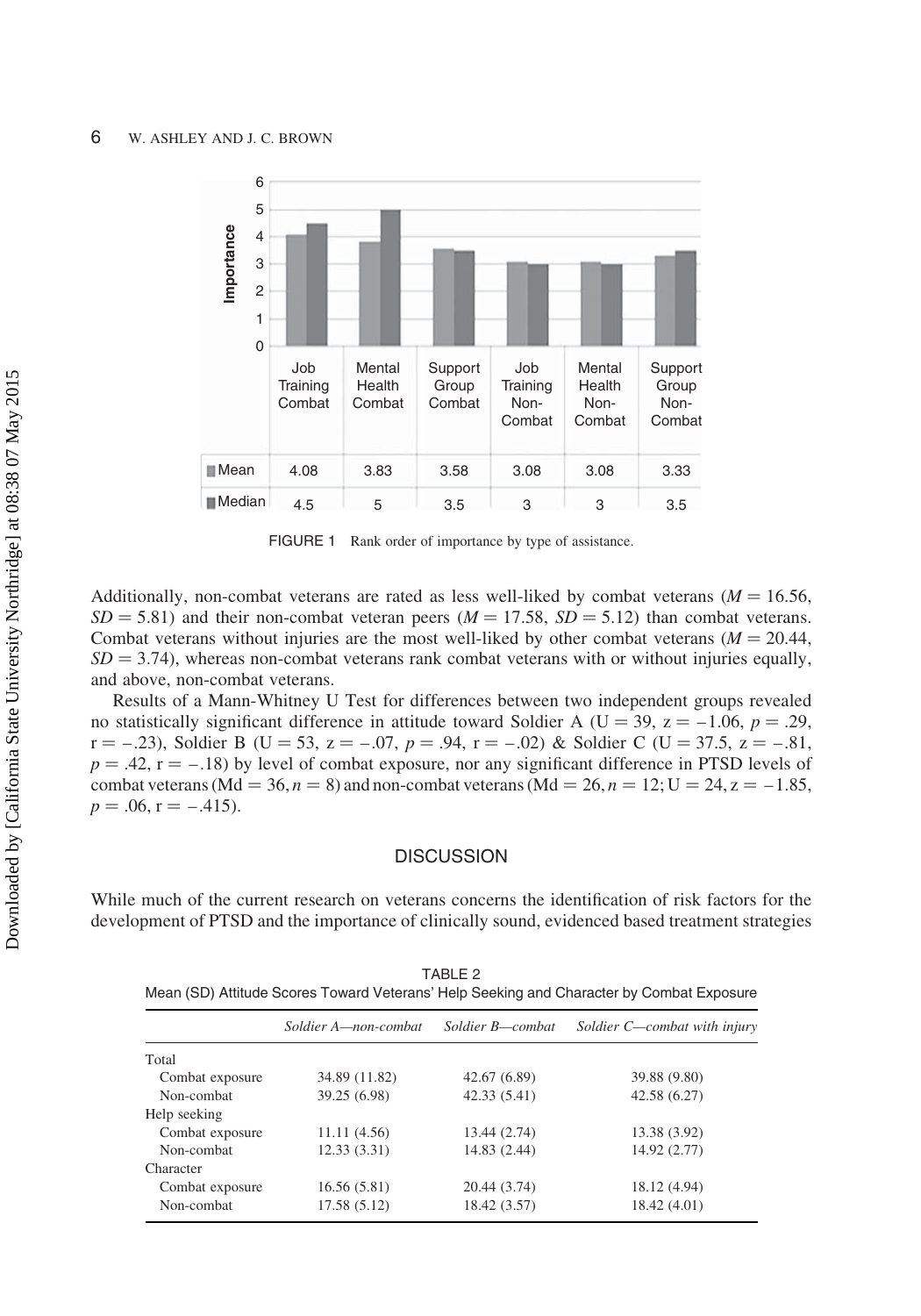| | Job Training Combat | Mental Health Combat | Support Group Combat | Job Training Non-Combat | Mental Health Non-Combat | Support Group Non-Combat |
|---|---|---|---|---|---|---|
| Mean | 4.08 | 3.83 | 3.58 | 3.08 | 3.08 | 3.33 |
| Median | 4.5 | 5 | 3.5 | 3 | 3 | 3.5 |

FIGURE 1 Rank order of importance by type of assistance.

Additionally, non-combat veterans are rated as less well-liked by combat veterans ($M = 16.56$, $SD = 5.81$) and their non-combat veteran peers ($M = 17.58$, $SD = 5.12$) than combat veterans. Combat veterans without injuries are the most well-liked by other combat veterans ($M = 20.44$, $SD = 3.74$), whereas non-combat veterans rank combat veterans with or without injuries equally, and above, non-combat veterans.

Results of a Mann-Whitney U Test for differences between two independent groups revealed no statistically significant difference in attitude toward Soldier A ($U = 39$, $z = -1.06$, $p = .29$, $r = -.23$), Soldier B ($U = 53$, $z = -.07$, $p = .94$, $r = -.02$) & Soldier C ($U = 37.5$, $z = -.81$, $p = .42$, $r = -.18$) by level of combat exposure, nor any significant difference in PTSD levels of combat veterans ($Md = 36$, $n = 8$) and non-combat veterans ($Md = 26$, $n = 12$; $U = 24$, $z = -1.85$, $p = .06$, $r = -.415$).

## DISCUSSION

While much of the current research on veterans concerns the identification of risk factors for the development of PTSD and the importance of clinically sound, evidenced based treatment strategies

TABLE 2
Mean (SD) Attitude Scores Toward Veterans' Help Seeking and Character by Combat Exposure

| | *Soldier A—non-combat* | *Soldier B—combat* | *Soldier C—combat with injury* |
|---|---|---|---|
| Total | | | |
| Combat exposure | 34.89 (11.82) | 42.67 (6.89) | 39.88 (9.80) |
| Non-combat | 39.25 (6.98) | 42.33 (5.41) | 42.58 (6.27) |
| Help seeking | | | |
| Combat exposure | 11.11 (4.56) | 13.44 (2.74) | 13.38 (3.92) |
| Non-combat | 12.33 (3.31) | 14.83 (2.44) | 14.92 (2.77) |
| Character | | | |
| Combat exposure | 16.56 (5.81) | 20.44 (3.74) | 18.12 (4.94) |
| Non-combat | 17.58 (5.12) | 18.42 (3.57) | 18.42 (4.01) |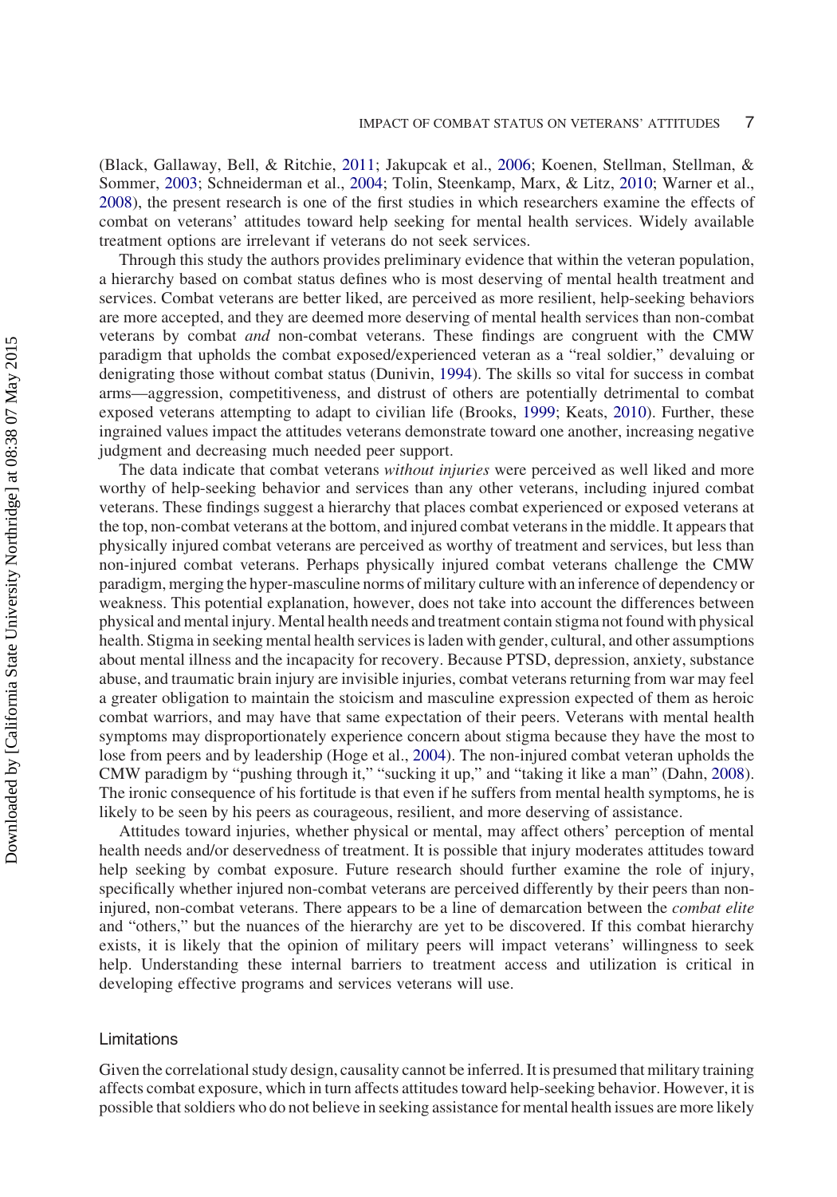(Black, Gallaway, Bell, & Ritchie, 2011; Jakupcak et al., 2006; Koenen, Stellman, Stellman, & Sommer, 2003; Schneiderman et al., 2004; Tolin, Steenkamp, Marx, & Litz, 2010; Warner et al., 2008), the present research is one of the first studies in which researchers examine the effects of combat on veterans' attitudes toward help seeking for mental health services. Widely available treatment options are irrelevant if veterans do not seek services.

Through this study the authors provides preliminary evidence that within the veteran population, a hierarchy based on combat status defines who is most deserving of mental health treatment and services. Combat veterans are better liked, are perceived as more resilient, help-seeking behaviors are more accepted, and they are deemed more deserving of mental health services than non-combat veterans by combat *and* non-combat veterans. These findings are congruent with the CMW paradigm that upholds the combat exposed/experienced veteran as a "real soldier," devaluing or denigrating those without combat status (Dunivin, 1994). The skills so vital for success in combat arms—aggression, competitiveness, and distrust of others are potentially detrimental to combat exposed veterans attempting to adapt to civilian life (Brooks, 1999; Keats, 2010). Further, these ingrained values impact the attitudes veterans demonstrate toward one another, increasing negative judgment and decreasing much needed peer support.

The data indicate that combat veterans *without injuries* were perceived as well liked and more worthy of help-seeking behavior and services than any other veterans, including injured combat veterans. These findings suggest a hierarchy that places combat experienced or exposed veterans at the top, non-combat veterans at the bottom, and injured combat veterans in the middle. It appears that physically injured combat veterans are perceived as worthy of treatment and services, but less than non-injured combat veterans. Perhaps physically injured combat veterans challenge the CMW paradigm, merging the hyper-masculine norms of military culture with an inference of dependency or weakness. This potential explanation, however, does not take into account the differences between physical and mental injury. Mental health needs and treatment contain stigma not found with physical health. Stigma in seeking mental health services is laden with gender, cultural, and other assumptions about mental illness and the incapacity for recovery. Because PTSD, depression, anxiety, substance abuse, and traumatic brain injury are invisible injuries, combat veterans returning from war may feel a greater obligation to maintain the stoicism and masculine expression expected of them as heroic combat warriors, and may have that same expectation of their peers. Veterans with mental health symptoms may disproportionately experience concern about stigma because they have the most to lose from peers and by leadership (Hoge et al., 2004). The non-injured combat veteran upholds the CMW paradigm by "pushing through it," "sucking it up," and "taking it like a man" (Dahn, 2008). The ironic consequence of his fortitude is that even if he suffers from mental health symptoms, he is likely to be seen by his peers as courageous, resilient, and more deserving of assistance.

Attitudes toward injuries, whether physical or mental, may affect others' perception of mental health needs and/or deservedness of treatment. It is possible that injury moderates attitudes toward help seeking by combat exposure. Future research should further examine the role of injury, specifically whether injured non-combat veterans are perceived differently by their peers than non-injured, non-combat veterans. There appears to be a line of demarcation between the *combat elite* and "others," but the nuances of the hierarchy are yet to be discovered. If this combat hierarchy exists, it is likely that the opinion of military peers will impact veterans' willingness to seek help. Understanding these internal barriers to treatment access and utilization is critical in developing effective programs and services veterans will use.

## Limitations

Given the correlational study design, causality cannot be inferred. It is presumed that military training affects combat exposure, which in turn affects attitudes toward help-seeking behavior. However, it is possible that soldiers who do not believe in seeking assistance for mental health issues are more likely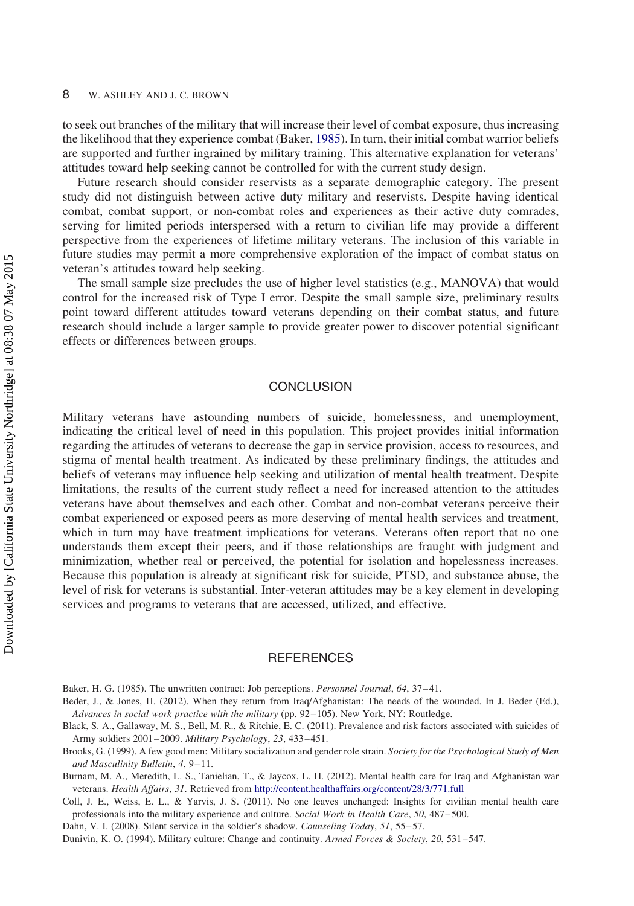to seek out branches of the military that will increase their level of combat exposure, thus increasing the likelihood that they experience combat (Baker, 1985). In turn, their initial combat warrior beliefs are supported and further ingrained by military training. This alternative explanation for veterans' attitudes toward help seeking cannot be controlled for with the current study design.

Future research should consider reservists as a separate demographic category. The present study did not distinguish between active duty military and reservists. Despite having identical combat, combat support, or non-combat roles and experiences as their active duty comrades, serving for limited periods interspersed with a return to civilian life may provide a different perspective from the experiences of lifetime military veterans. The inclusion of this variable in future studies may permit a more comprehensive exploration of the impact of combat status on veteran's attitudes toward help seeking.

The small sample size precludes the use of higher level statistics (e.g., MANOVA) that would control for the increased risk of Type I error. Despite the small sample size, preliminary results point toward different attitudes toward veterans depending on their combat status, and future research should include a larger sample to provide greater power to discover potential significant effects or differences between groups.

## CONCLUSION

Military veterans have astounding numbers of suicide, homelessness, and unemployment, indicating the critical level of need in this population. This project provides initial information regarding the attitudes of veterans to decrease the gap in service provision, access to resources, and stigma of mental health treatment. As indicated by these preliminary findings, the attitudes and beliefs of veterans may influence help seeking and utilization of mental health treatment. Despite limitations, the results of the current study reflect a need for increased attention to the attitudes veterans have about themselves and each other. Combat and non-combat veterans perceive their combat experienced or exposed peers as more deserving of mental health services and treatment, which in turn may have treatment implications for veterans. Veterans often report that no one understands them except their peers, and if those relationships are fraught with judgment and minimization, whether real or perceived, the potential for isolation and hopelessness increases. Because this population is already at significant risk for suicide, PTSD, and substance abuse, the level of risk for veterans is substantial. Inter-veteran attitudes may be a key element in developing services and programs to veterans that are accessed, utilized, and effective.

## REFERENCES

Baker, H. G. (1985). The unwritten contract: Job perceptions. *Personnel Journal*, *64*, 37–41.

Beder, J., & Jones, H. (2012). When they return from Iraq/Afghanistan: The needs of the wounded. In J. Beder (Ed.), *Advances in social work practice with the military* (pp. 92–105). New York, NY: Routledge.

Black, S. A., Gallaway, M. S., Bell, M. R., & Ritchie, E. C. (2011). Prevalence and risk factors associated with suicides of Army soldiers 2001–2009. *Military Psychology*, *23*, 433–451.

Brooks, G. (1999). A few good men: Military socialization and gender role strain. *Society for the Psychological Study of Men and Masculinity Bulletin*, *4*, 9–11.

Burnam, M. A., Meredith, L. S., Tanielian, T., & Jaycox, L. H. (2012). Mental health care for Iraq and Afghanistan war veterans. *Health Affairs*, *31*. Retrieved from http://content.healthaffairs.org/content/28/3/771.full

Coll, J. E., Weiss, E. L., & Yarvis, J. S. (2011). No one leaves unchanged: Insights for civilian mental health care professionals into the military experience and culture. *Social Work in Health Care*, *50*, 487–500.

Dahn, V. I. (2008). Silent service in the soldier's shadow. *Counseling Today*, *51*, 55–57.

Dunivin, K. O. (1994). Military culture: Change and continuity. *Armed Forces & Society*, *20*, 531–547.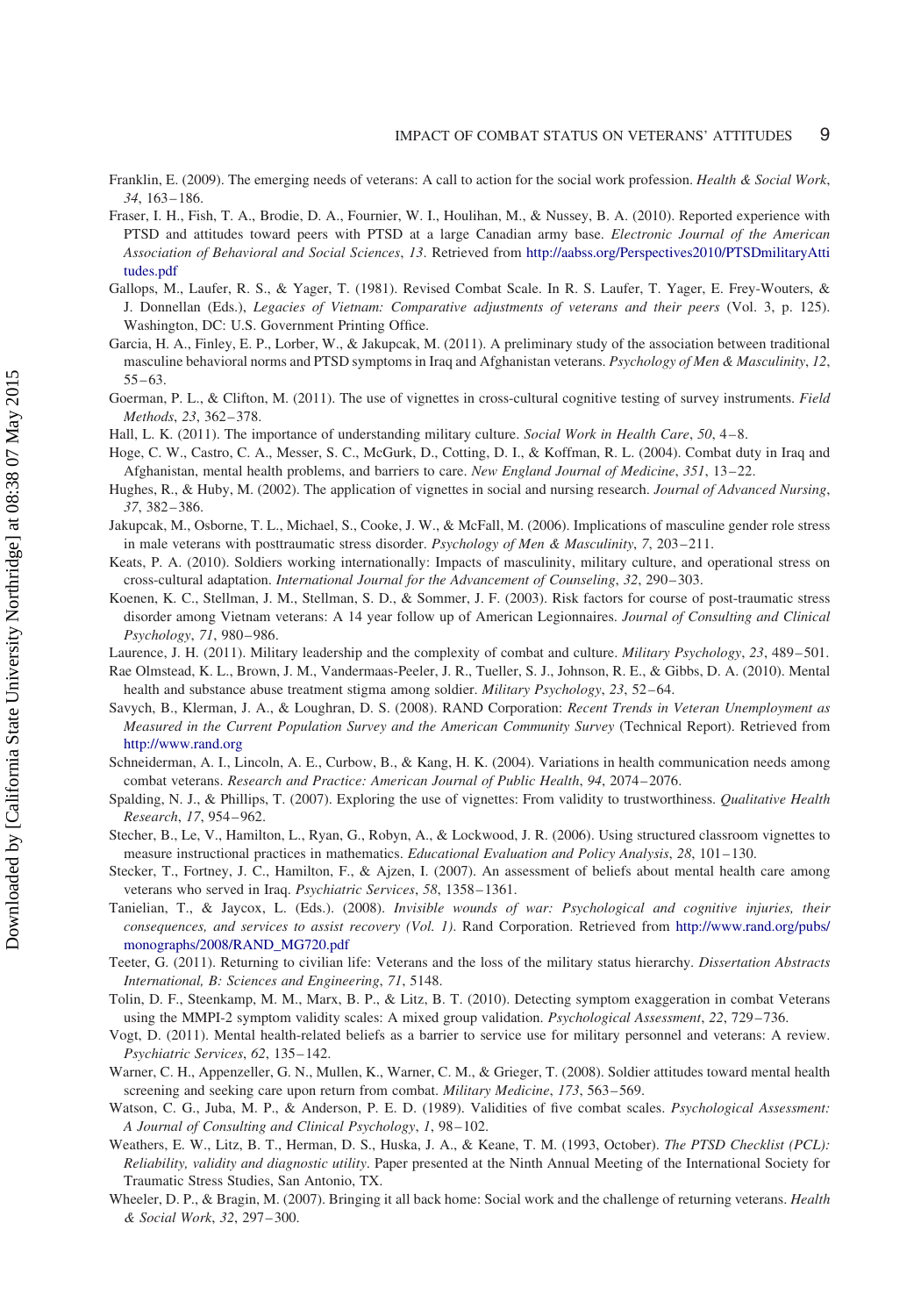Franklin, E. (2009). The emerging needs of veterans: A call to action for the social work profession. *Health & Social Work*, *34*, 163–186.

Fraser, I. H., Fish, T. A., Brodie, D. A., Fournier, W. I., Houlihan, M., & Nussey, B. A. (2010). Reported experience with PTSD and attitudes toward peers with PTSD at a large Canadian army base. *Electronic Journal of the American Association of Behavioral and Social Sciences*, *13*. Retrieved from http://aabss.org/Perspectives2010/PTSDmilitaryAttitudes.pdf

Gallops, M., Laufer, R. S., & Yager, T. (1981). Revised Combat Scale. In R. S. Laufer, T. Yager, E. Frey-Wouters, & J. Donnellan (Eds.), *Legacies of Vietnam: Comparative adjustments of veterans and their peers* (Vol. 3, p. 125). Washington, DC: U.S. Government Printing Office.

Garcia, H. A., Finley, E. P., Lorber, W., & Jakupcak, M. (2011). A preliminary study of the association between traditional masculine behavioral norms and PTSD symptoms in Iraq and Afghanistan veterans. *Psychology of Men & Masculinity*, *12*, 55–63.

Goerman, P. L., & Clifton, M. (2011). The use of vignettes in cross-cultural cognitive testing of survey instruments. *Field Methods*, *23*, 362–378.

Hall, L. K. (2011). The importance of understanding military culture. *Social Work in Health Care*, *50*, 4–8.

Hoge, C. W., Castro, C. A., Messer, S. C., McGurk, D., Cotting, D. I., & Koffman, R. L. (2004). Combat duty in Iraq and Afghanistan, mental health problems, and barriers to care. *New England Journal of Medicine*, *351*, 13–22.

Hughes, R., & Huby, M. (2002). The application of vignettes in social and nursing research. *Journal of Advanced Nursing*, *37*, 382–386.

Jakupcak, M., Osborne, T. L., Michael, S., Cooke, J. W., & McFall, M. (2006). Implications of masculine gender role stress in male veterans with posttraumatic stress disorder. *Psychology of Men & Masculinity*, *7*, 203–211.

Keats, P. A. (2010). Soldiers working internationally: Impacts of masculinity, military culture, and operational stress on cross-cultural adaptation. *International Journal for the Advancement of Counseling*, *32*, 290–303.

Koenen, K. C., Stellman, J. M., Stellman, S. D., & Sommer, J. F. (2003). Risk factors for course of post-traumatic stress disorder among Vietnam veterans: A 14 year follow up of American Legionnaires. *Journal of Consulting and Clinical Psychology*, *71*, 980–986.

Laurence, J. H. (2011). Military leadership and the complexity of combat and culture. *Military Psychology*, *23*, 489–501.

Rae Olmstead, K. L., Brown, J. M., Vandermaas-Peeler, J. R., Tueller, S. J., Johnson, R. E., & Gibbs, D. A. (2010). Mental health and substance abuse treatment stigma among soldier. *Military Psychology*, *23*, 52–64.

Savych, B., Klerman, J. A., & Loughran, D. S. (2008). RAND Corporation: *Recent Trends in Veteran Unemployment as Measured in the Current Population Survey and the American Community Survey* (Technical Report). Retrieved from http://www.rand.org

Schneiderman, A. I., Lincoln, A. E., Curbow, B., & Kang, H. K. (2004). Variations in health communication needs among combat veterans. *Research and Practice: American Journal of Public Health*, *94*, 2074–2076.

Spalding, N. J., & Phillips, T. (2007). Exploring the use of vignettes: From validity to trustworthiness. *Qualitative Health Research*, *17*, 954–962.

Stecher, B., Le, V., Hamilton, L., Ryan, G., Robyn, A., & Lockwood, J. R. (2006). Using structured classroom vignettes to measure instructional practices in mathematics. *Educational Evaluation and Policy Analysis*, *28*, 101–130.

Stecker, T., Fortney, J. C., Hamilton, F., & Ajzen, I. (2007). An assessment of beliefs about mental health care among veterans who served in Iraq. *Psychiatric Services*, *58*, 1358–1361.

Tanielian, T., & Jaycox, L. (Eds.). (2008). *Invisible wounds of war: Psychological and cognitive injuries, their consequences, and services to assist recovery (Vol. 1)*. Rand Corporation. Retrieved from http://www.rand.org/pubs/monographs/2008/RAND_MG720.pdf

Teeter, G. (2011). Returning to civilian life: Veterans and the loss of the military status hierarchy. *Dissertation Abstracts International, B: Sciences and Engineering*, *71*, 5148.

Tolin, D. F., Steenkamp, M. M., Marx, B. P., & Litz, B. T. (2010). Detecting symptom exaggeration in combat Veterans using the MMPI-2 symptom validity scales: A mixed group validation. *Psychological Assessment*, *22*, 729–736.

Vogt, D. (2011). Mental health-related beliefs as a barrier to service use for military personnel and veterans: A review. *Psychiatric Services*, *62*, 135–142.

Warner, C. H., Appenzeller, G. N., Mullen, K., Warner, C. M., & Grieger, T. (2008). Soldier attitudes toward mental health screening and seeking care upon return from combat. *Military Medicine*, *173*, 563–569.

Watson, C. G., Juba, M. P., & Anderson, P. E. D. (1989). Validities of five combat scales. *Psychological Assessment: A Journal of Consulting and Clinical Psychology*, *1*, 98–102.

Weathers, E. W., Litz, B. T., Herman, D. S., Huska, J. A., & Keane, T. M. (1993, October). *The PTSD Checklist (PCL): Reliability, validity and diagnostic utility*. Paper presented at the Ninth Annual Meeting of the International Society for Traumatic Stress Studies, San Antonio, TX.

Wheeler, D. P., & Bragin, M. (2007). Bringing it all back home: Social work and the challenge of returning veterans. *Health & Social Work*, *32*, 297–300.